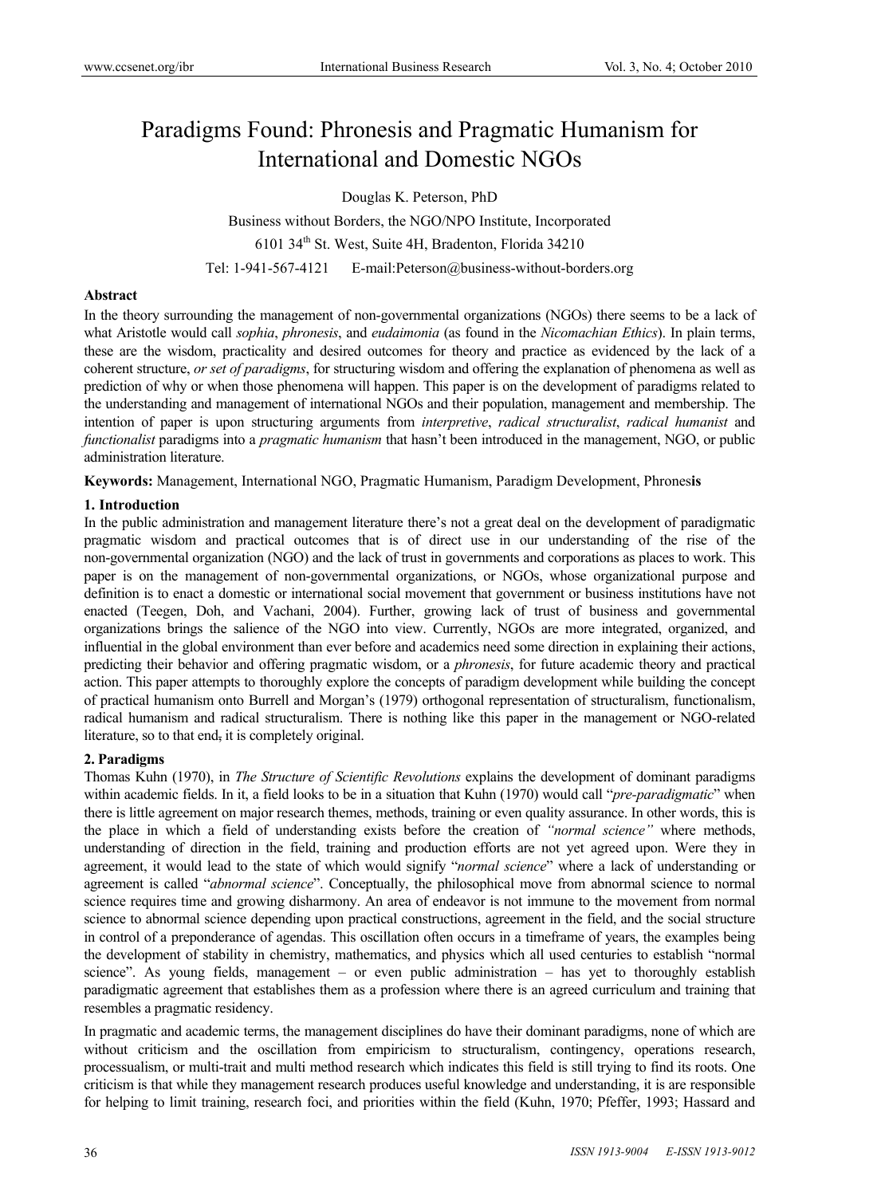# Paradigms Found: Phronesis and Pragmatic Humanism for International and Domestic NGOs

Douglas K. Peterson, PhD

Business without Borders, the NGO/NPO Institute, Incorporated

6101 34th St. West, Suite 4H, Bradenton, Florida 34210

Tel: 1-941-567-4121  E-mail:Peterson@business-without-borders.org

## Abstract

In the theory surrounding the management of non-governmental organizations (NGOs) there seems to be a lack of what Aristotle would call *sophia*, *phronesis*, and *eudaimonia* (as found in the *Nicomachian Ethics*). In plain terms, these are the wisdom, practicality and desired outcomes for theory and practice as evidenced by the lack of a coherent structure, *or set of paradigms*, for structuring wisdom and offering the explanation of phenomena as well as prediction of why or when those phenomena will happen. This paper is on the development of paradigms related to the understanding and management of international NGOs and their population, management and membership. The intention of paper is upon structuring arguments from *interpretive*, *radical structuralist*, *radical humanist* and *functionalist* paradigms into a *pragmatic humanism* that hasn't been introduced in the management, NGO, or public administration literature.

**Keywords:** Management, International NGO, Pragmatic Humanism, Paradigm Development, Phronesis

## 1. Introduction

In the public administration and management literature there's not a great deal on the development of paradigmatic pragmatic wisdom and practical outcomes that is of direct use in our understanding of the rise of the non-governmental organization (NGO) and the lack of trust in governments and corporations as places to work. This paper is on the management of non-governmental organizations, or NGOs, whose organizational purpose and definition is to enact a domestic or international social movement that government or business institutions have not enacted (Teegen, Doh, and Vachani, 2004). Further, growing lack of trust of business and governmental organizations brings the salience of the NGO into view. Currently, NGOs are more integrated, organized, and influential in the global environment than ever before and academics need some direction in explaining their actions, predicting their behavior and offering pragmatic wisdom, or a *phronesis*, for future academic theory and practical action. This paper attempts to thoroughly explore the concepts of paradigm development while building the concept of practical humanism onto Burrell and Morgan's (1979) orthogonal representation of structuralism, functionalism, radical humanism and radical structuralism. There is nothing like this paper in the management or NGO-related literature, so to that end, it is completely original.

## 2. Paradigms

Thomas Kuhn (1970), in *The Structure of Scientific Revolutions* explains the development of dominant paradigms within academic fields. In it, a field looks to be in a situation that Kuhn (1970) would call "*pre-paradigmatic*" when there is little agreement on major research themes, methods, training or even quality assurance. In other words, this is the place in which a field of understanding exists before the creation of *"normal science"* where methods, understanding of direction in the field, training and production efforts are not yet agreed upon. Were they in agreement, it would lead to the state of which would signify "*normal science*" where a lack of understanding or agreement is called "*abnormal science*". Conceptually, the philosophical move from abnormal science to normal science requires time and growing disharmony. An area of endeavor is not immune to the movement from normal science to abnormal science depending upon practical constructions, agreement in the field, and the social structure in control of a preponderance of agendas. This oscillation often occurs in a timeframe of years, the examples being the development of stability in chemistry, mathematics, and physics which all used centuries to establish "normal science". As young fields, management – or even public administration – has yet to thoroughly establish paradigmatic agreement that establishes them as a profession where there is an agreed curriculum and training that resembles a pragmatic residency.

In pragmatic and academic terms, the management disciplines do have their dominant paradigms, none of which are without criticism and the oscillation from empiricism to structuralism, contingency, operations research, processualism, or multi-trait and multi method research which indicates this field is still trying to find its roots. One criticism is that while they management research produces useful knowledge and understanding, it is are responsible for helping to limit training, research foci, and priorities within the field (Kuhn, 1970; Pfeffer, 1993; Hassard and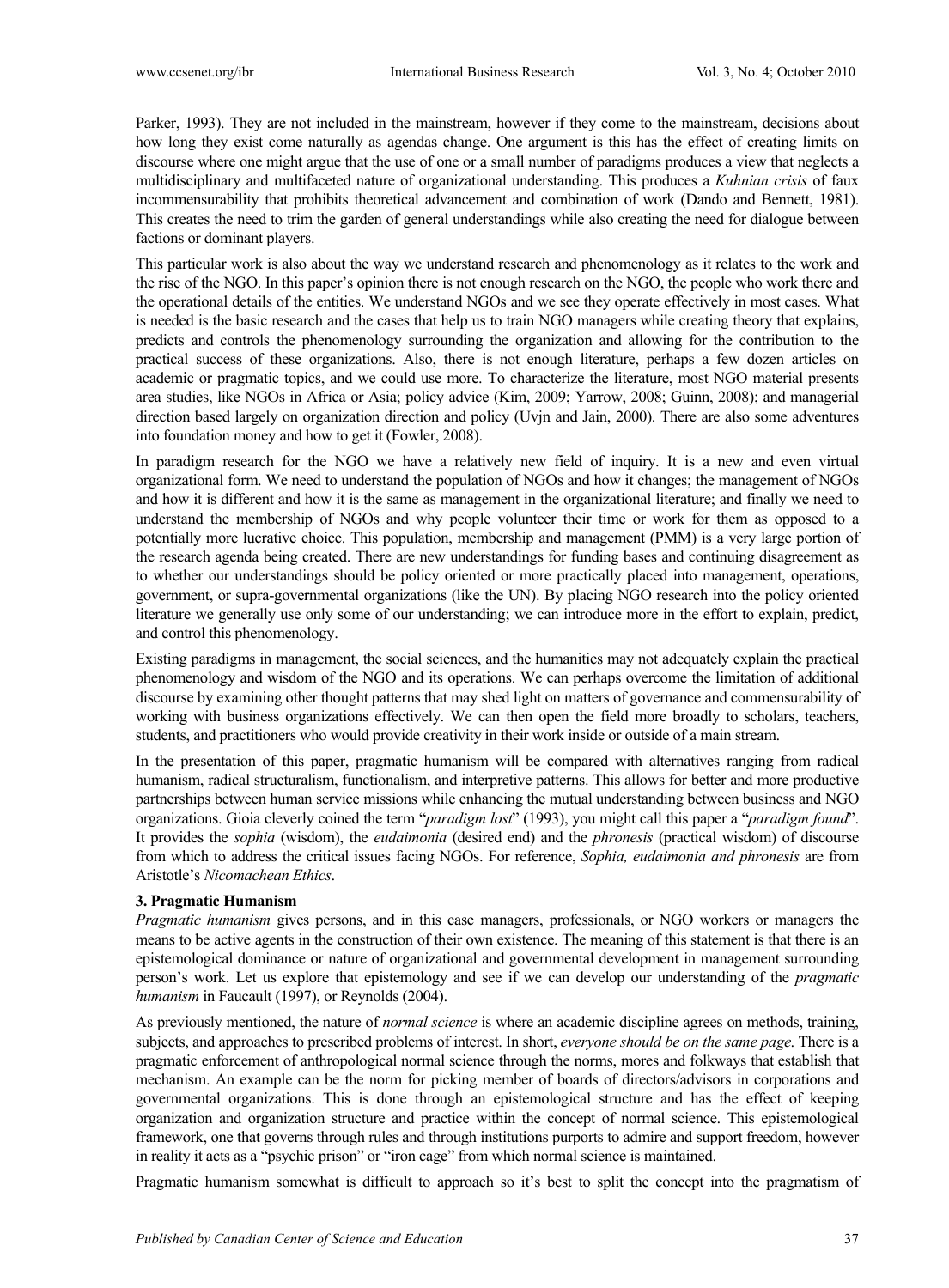Parker, 1993). They are not included in the mainstream, however if they come to the mainstream, decisions about how long they exist come naturally as agendas change. One argument is this has the effect of creating limits on discourse where one might argue that the use of one or a small number of paradigms produces a view that neglects a multidisciplinary and multifaceted nature of organizational understanding. This produces a *Kuhnian crisis* of faux incommensurability that prohibits theoretical advancement and combination of work (Dando and Bennett, 1981). This creates the need to trim the garden of general understandings while also creating the need for dialogue between factions or dominant players.

This particular work is also about the way we understand research and phenomenology as it relates to the work and the rise of the NGO. In this paper's opinion there is not enough research on the NGO, the people who work there and the operational details of the entities. We understand NGOs and we see they operate effectively in most cases. What is needed is the basic research and the cases that help us to train NGO managers while creating theory that explains, predicts and controls the phenomenology surrounding the organization and allowing for the contribution to the practical success of these organizations. Also, there is not enough literature, perhaps a few dozen articles on academic or pragmatic topics, and we could use more. To characterize the literature, most NGO material presents area studies, like NGOs in Africa or Asia; policy advice (Kim, 2009; Yarrow, 2008; Guinn, 2008); and managerial direction based largely on organization direction and policy (Uvjn and Jain, 2000). There are also some adventures into foundation money and how to get it (Fowler, 2008).

In paradigm research for the NGO we have a relatively new field of inquiry. It is a new and even virtual organizational form. We need to understand the population of NGOs and how it changes; the management of NGOs and how it is different and how it is the same as management in the organizational literature; and finally we need to understand the membership of NGOs and why people volunteer their time or work for them as opposed to a potentially more lucrative choice. This population, membership and management (PMM) is a very large portion of the research agenda being created. There are new understandings for funding bases and continuing disagreement as to whether our understandings should be policy oriented or more practically placed into management, operations, government, or supra-governmental organizations (like the UN). By placing NGO research into the policy oriented literature we generally use only some of our understanding; we can introduce more in the effort to explain, predict, and control this phenomenology.

Existing paradigms in management, the social sciences, and the humanities may not adequately explain the practical phenomenology and wisdom of the NGO and its operations. We can perhaps overcome the limitation of additional discourse by examining other thought patterns that may shed light on matters of governance and commensurability of working with business organizations effectively. We can then open the field more broadly to scholars, teachers, students, and practitioners who would provide creativity in their work inside or outside of a main stream.

In the presentation of this paper, pragmatic humanism will be compared with alternatives ranging from radical humanism, radical structuralism, functionalism, and interpretive patterns. This allows for better and more productive partnerships between human service missions while enhancing the mutual understanding between business and NGO organizations. Gioia cleverly coined the term "*paradigm lost*" (1993), you might call this paper a "*paradigm found*". It provides the *sophia* (wisdom), the *eudaimonia* (desired end) and the *phronesis* (practical wisdom) of discourse from which to address the critical issues facing NGOs. For reference, *Sophia, eudaimonia and phronesis* are from Aristotle's *Nicomachean Ethics*.

### 3. Pragmatic Humanism

*Pragmatic humanism* gives persons, and in this case managers, professionals, or NGO workers or managers the means to be active agents in the construction of their own existence. The meaning of this statement is that there is an epistemological dominance or nature of organizational and governmental development in management surrounding person's work. Let us explore that epistemology and see if we can develop our understanding of the *pragmatic humanism* in Faucault (1997), or Reynolds (2004).

As previously mentioned, the nature of *normal science* is where an academic discipline agrees on methods, training, subjects, and approaches to prescribed problems of interest. In short, *everyone should be on the same page*. There is a pragmatic enforcement of anthropological normal science through the norms, mores and folkways that establish that mechanism. An example can be the norm for picking member of boards of directors/advisors in corporations and governmental organizations. This is done through an epistemological structure and has the effect of keeping organization and organization structure and practice within the concept of normal science. This epistemological framework, one that governs through rules and through institutions purports to admire and support freedom, however in reality it acts as a "psychic prison" or "iron cage" from which normal science is maintained.

Pragmatic humanism somewhat is difficult to approach so it's best to split the concept into the pragmatism of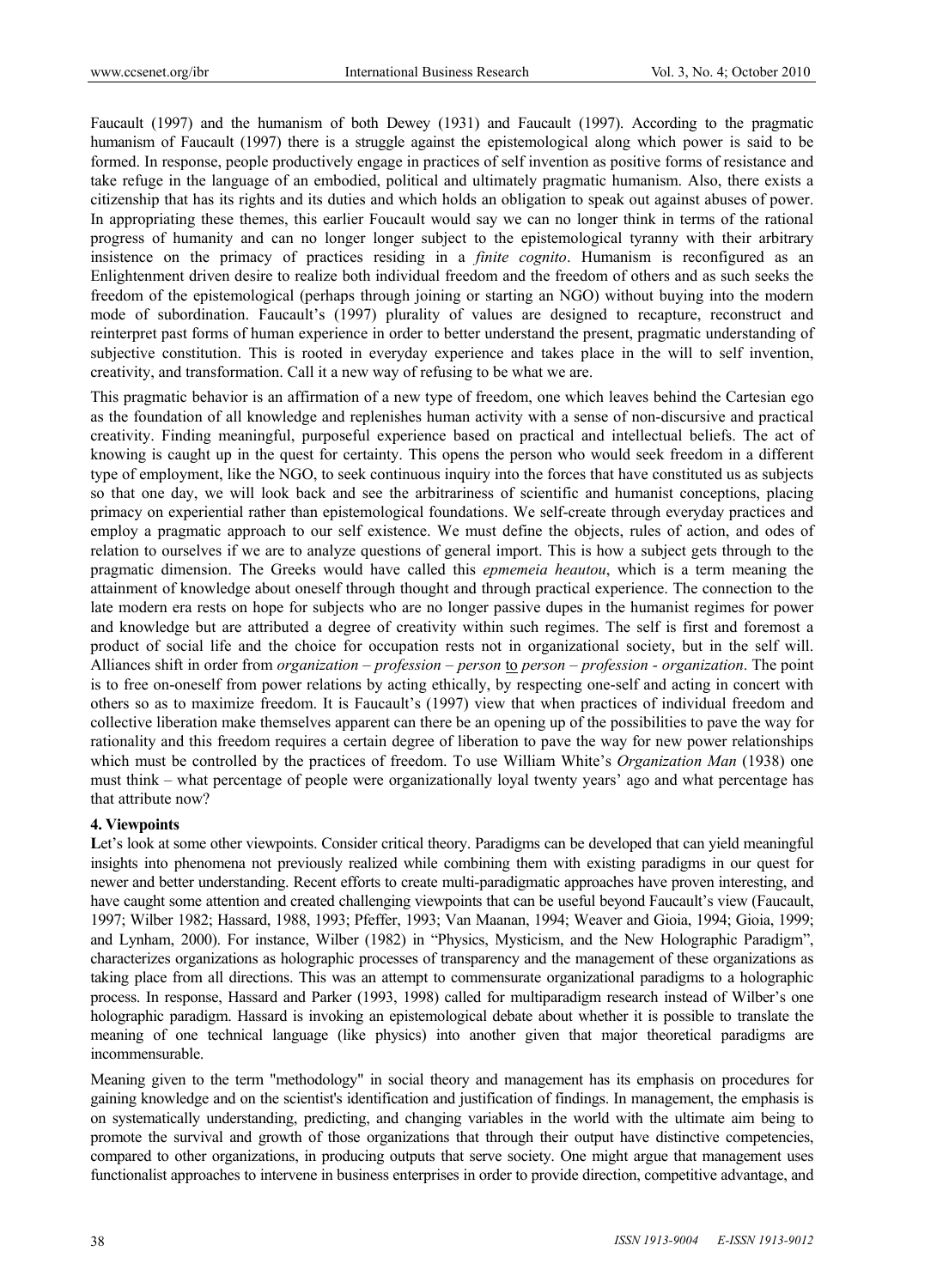Faucault (1997) and the humanism of both Dewey (1931) and Faucault (1997). According to the pragmatic humanism of Faucault (1997) there is a struggle against the epistemological along which power is said to be formed. In response, people productively engage in practices of self invention as positive forms of resistance and take refuge in the language of an embodied, political and ultimately pragmatic humanism. Also, there exists a citizenship that has its rights and its duties and which holds an obligation to speak out against abuses of power. In appropriating these themes, this earlier Foucault would say we can no longer think in terms of the rational progress of humanity and can no longer longer subject to the epistemological tyranny with their arbitrary insistence on the primacy of practices residing in a *finite cognito*. Humanism is reconfigured as an Enlightenment driven desire to realize both individual freedom and the freedom of others and as such seeks the freedom of the epistemological (perhaps through joining or starting an NGO) without buying into the modern mode of subordination. Faucault's (1997) plurality of values are designed to recapture, reconstruct and reinterpret past forms of human experience in order to better understand the present, pragmatic understanding of subjective constitution. This is rooted in everyday experience and takes place in the will to self invention, creativity, and transformation. Call it a new way of refusing to be what we are.

This pragmatic behavior is an affirmation of a new type of freedom, one which leaves behind the Cartesian ego as the foundation of all knowledge and replenishes human activity with a sense of non-discursive and practical creativity. Finding meaningful, purposeful experience based on practical and intellectual beliefs. The act of knowing is caught up in the quest for certainty. This opens the person who would seek freedom in a different type of employment, like the NGO, to seek continuous inquiry into the forces that have constituted us as subjects so that one day, we will look back and see the arbitrariness of scientific and humanist conceptions, placing primacy on experiential rather than epistemological foundations. We self-create through everyday practices and employ a pragmatic approach to our self existence. We must define the objects, rules of action, and odes of relation to ourselves if we are to analyze questions of general import. This is how a subject gets through to the pragmatic dimension. The Greeks would have called this *epmemeia heautou*, which is a term meaning the attainment of knowledge about oneself through thought and through practical experience. The connection to the late modern era rests on hope for subjects who are no longer passive dupes in the humanist regimes for power and knowledge but are attributed a degree of creativity within such regimes. The self is first and foremost a product of social life and the choice for occupation rests not in organizational society, but in the self will. Alliances shift in order from *organization – profession – person* to *person – profession - organization*. The point is to free on-oneself from power relations by acting ethically, by respecting one-self and acting in concert with others so as to maximize freedom. It is Faucault's (1997) view that when practices of individual freedom and collective liberation make themselves apparent can there be an opening up of the possibilities to pave the way for rationality and this freedom requires a certain degree of liberation to pave the way for new power relationships which must be controlled by the practices of freedom. To use William White's *Organization Man* (1938) one must think – what percentage of people were organizationally loyal twenty years' ago and what percentage has that attribute now?

### 4. Viewpoints

Let's look at some other viewpoints. Consider critical theory. Paradigms can be developed that can yield meaningful insights into phenomena not previously realized while combining them with existing paradigms in our quest for newer and better understanding. Recent efforts to create multi-paradigmatic approaches have proven interesting, and have caught some attention and created challenging viewpoints that can be useful beyond Faucault's view (Faucault, 1997; Wilber 1982; Hassard, 1988, 1993; Pfeffer, 1993; Van Maanan, 1994; Weaver and Gioia, 1994; Gioia, 1999; and Lynham, 2000). For instance, Wilber (1982) in "Physics, Mysticism, and the New Holographic Paradigm", characterizes organizations as holographic processes of transparency and the management of these organizations as taking place from all directions. This was an attempt to commensurate organizational paradigms to a holographic process. In response, Hassard and Parker (1993, 1998) called for multiparadigm research instead of Wilber's one holographic paradigm. Hassard is invoking an epistemological debate about whether it is possible to translate the meaning of one technical language (like physics) into another given that major theoretical paradigms are incommensurable.

Meaning given to the term "methodology" in social theory and management has its emphasis on procedures for gaining knowledge and on the scientist's identification and justification of findings. In management, the emphasis is on systematically understanding, predicting, and changing variables in the world with the ultimate aim being to promote the survival and growth of those organizations that through their output have distinctive competencies, compared to other organizations, in producing outputs that serve society. One might argue that management uses functionalist approaches to intervene in business enterprises in order to provide direction, competitive advantage, and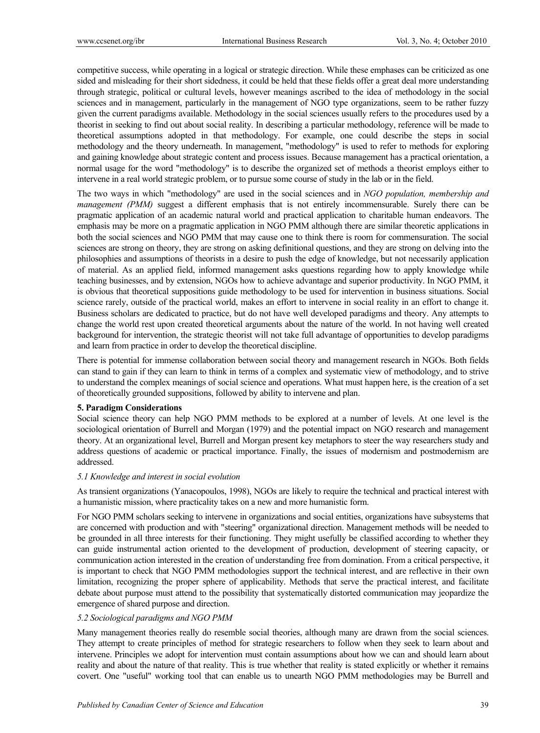competitive success, while operating in a logical or strategic direction. While these emphases can be criticized as one sided and misleading for their short sidedness, it could be held that these fields offer a great deal more understanding through strategic, political or cultural levels, however meanings ascribed to the idea of methodology in the social sciences and in management, particularly in the management of NGO type organizations, seem to be rather fuzzy given the current paradigms available. Methodology in the social sciences usually refers to the procedures used by a theorist in seeking to find out about social reality. In describing a particular methodology, reference will be made to theoretical assumptions adopted in that methodology. For example, one could describe the steps in social methodology and the theory underneath. In management, "methodology" is used to refer to methods for exploring and gaining knowledge about strategic content and process issues. Because management has a practical orientation, a normal usage for the word "methodology" is to describe the organized set of methods a theorist employs either to intervene in a real world strategic problem, or to pursue some course of study in the lab or in the field.

The two ways in which "methodology" are used in the social sciences and in *NGO population, membership and management (PMM)* suggest a different emphasis that is not entirely incommensurable. Surely there can be pragmatic application of an academic natural world and practical application to charitable human endeavors. The emphasis may be more on a pragmatic application in NGO PMM although there are similar theoretic applications in both the social sciences and NGO PMM that may cause one to think there is room for commensuration. The social sciences are strong on theory, they are strong on asking definitional questions, and they are strong on delving into the philosophies and assumptions of theorists in a desire to push the edge of knowledge, but not necessarily application of material. As an applied field, informed management asks questions regarding how to apply knowledge while teaching businesses, and by extension, NGOs how to achieve advantage and superior productivity. In NGO PMM, it is obvious that theoretical suppositions guide methodology to be used for intervention in business situations. Social science rarely, outside of the practical world, makes an effort to intervene in social reality in an effort to change it. Business scholars are dedicated to practice, but do not have well developed paradigms and theory. Any attempts to change the world rest upon created theoretical arguments about the nature of the world. In not having well created background for intervention, the strategic theorist will not take full advantage of opportunities to develop paradigms and learn from practice in order to develop the theoretical discipline.

There is potential for immense collaboration between social theory and management research in NGOs. Both fields can stand to gain if they can learn to think in terms of a complex and systematic view of methodology, and to strive to understand the complex meanings of social science and operations. What must happen here, is the creation of a set of theoretically grounded suppositions, followed by ability to intervene and plan.

## 5. Paradigm Considerations

Social science theory can help NGO PMM methods to be explored at a number of levels. At one level is the sociological orientation of Burrell and Morgan (1979) and the potential impact on NGO research and management theory. At an organizational level, Burrell and Morgan present key metaphors to steer the way researchers study and address questions of academic or practical importance. Finally, the issues of modernism and postmodernism are addressed.

### *5.1 Knowledge and interest in social evolution*

As transient organizations (Yanacopoulos, 1998), NGOs are likely to require the technical and practical interest with a humanistic mission, where practicality takes on a new and more humanistic form.

For NGO PMM scholars seeking to intervene in organizations and social entities, organizations have subsystems that are concerned with production and with "steering" organizational direction. Management methods will be needed to be grounded in all three interests for their functioning. They might usefully be classified according to whether they can guide instrumental action oriented to the development of production, development of steering capacity, or communication action interested in the creation of understanding free from domination. From a critical perspective, it is important to check that NGO PMM methodologies support the technical interest, and are reflective in their own limitation, recognizing the proper sphere of applicability. Methods that serve the practical interest, and facilitate debate about purpose must attend to the possibility that systematically distorted communication may jeopardize the emergence of shared purpose and direction.

### *5.2 Sociological paradigms and NGO PMM*

Many management theories really do resemble social theories, although many are drawn from the social sciences. They attempt to create principles of method for strategic researchers to follow when they seek to learn about and intervene. Principles we adopt for intervention must contain assumptions about how we can and should learn about reality and about the nature of that reality. This is true whether that reality is stated explicitly or whether it remains covert. One "useful" working tool that can enable us to unearth NGO PMM methodologies may be Burrell and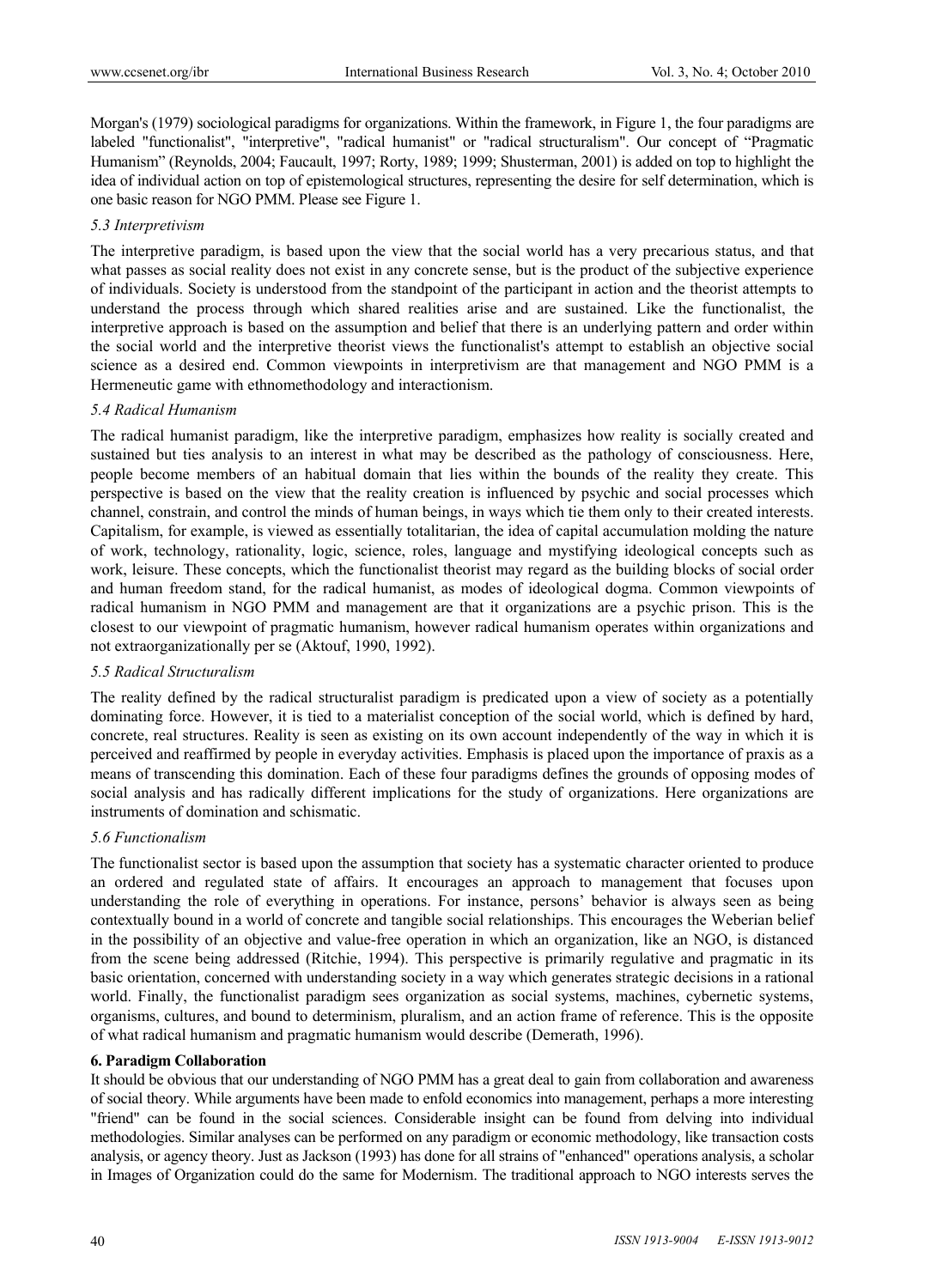Morgan's (1979) sociological paradigms for organizations. Within the framework, in Figure 1, the four paradigms are labeled "functionalist", "interpretive", "radical humanist" or "radical structuralism". Our concept of "Pragmatic Humanism" (Reynolds, 2004; Faucault, 1997; Rorty, 1989; 1999; Shusterman, 2001) is added on top to highlight the idea of individual action on top of epistemological structures, representing the desire for self determination, which is one basic reason for NGO PMM. Please see Figure 1.

### *5.3 Interpretivism*

The interpretive paradigm, is based upon the view that the social world has a very precarious status, and that what passes as social reality does not exist in any concrete sense, but is the product of the subjective experience of individuals. Society is understood from the standpoint of the participant in action and the theorist attempts to understand the process through which shared realities arise and are sustained. Like the functionalist, the interpretive approach is based on the assumption and belief that there is an underlying pattern and order within the social world and the interpretive theorist views the functionalist's attempt to establish an objective social science as a desired end. Common viewpoints in interpretivism are that management and NGO PMM is a Hermeneutic game with ethnomethodology and interactionism.

### *5.4 Radical Humanism*

The radical humanist paradigm, like the interpretive paradigm, emphasizes how reality is socially created and sustained but ties analysis to an interest in what may be described as the pathology of consciousness. Here, people become members of an habitual domain that lies within the bounds of the reality they create. This perspective is based on the view that the reality creation is influenced by psychic and social processes which channel, constrain, and control the minds of human beings, in ways which tie them only to their created interests. Capitalism, for example, is viewed as essentially totalitarian, the idea of capital accumulation molding the nature of work, technology, rationality, logic, science, roles, language and mystifying ideological concepts such as work, leisure. These concepts, which the functionalist theorist may regard as the building blocks of social order and human freedom stand, for the radical humanist, as modes of ideological dogma. Common viewpoints of radical humanism in NGO PMM and management are that it organizations are a psychic prison. This is the closest to our viewpoint of pragmatic humanism, however radical humanism operates within organizations and not extraorganizationally per se (Aktouf, 1990, 1992).

### *5.5 Radical Structuralism*

The reality defined by the radical structuralist paradigm is predicated upon a view of society as a potentially dominating force. However, it is tied to a materialist conception of the social world, which is defined by hard, concrete, real structures. Reality is seen as existing on its own account independently of the way in which it is perceived and reaffirmed by people in everyday activities. Emphasis is placed upon the importance of praxis as a means of transcending this domination. Each of these four paradigms defines the grounds of opposing modes of social analysis and has radically different implications for the study of organizations. Here organizations are instruments of domination and schismatic.

### *5.6 Functionalism*

The functionalist sector is based upon the assumption that society has a systematic character oriented to produce an ordered and regulated state of affairs. It encourages an approach to management that focuses upon understanding the role of everything in operations. For instance, persons' behavior is always seen as being contextually bound in a world of concrete and tangible social relationships. This encourages the Weberian belief in the possibility of an objective and value-free operation in which an organization, like an NGO, is distanced from the scene being addressed (Ritchie, 1994). This perspective is primarily regulative and pragmatic in its basic orientation, concerned with understanding society in a way which generates strategic decisions in a rational world. Finally, the functionalist paradigm sees organization as social systems, machines, cybernetic systems, organisms, cultures, and bound to determinism, pluralism, and an action frame of reference. This is the opposite of what radical humanism and pragmatic humanism would describe (Demerath, 1996).

## 6. Paradigm Collaboration

It should be obvious that our understanding of NGO PMM has a great deal to gain from collaboration and awareness of social theory. While arguments have been made to enfold economics into management, perhaps a more interesting "friend" can be found in the social sciences. Considerable insight can be found from delving into individual methodologies. Similar analyses can be performed on any paradigm or economic methodology, like transaction costs analysis, or agency theory. Just as Jackson (1993) has done for all strains of "enhanced" operations analysis, a scholar in Images of Organization could do the same for Modernism. The traditional approach to NGO interests serves the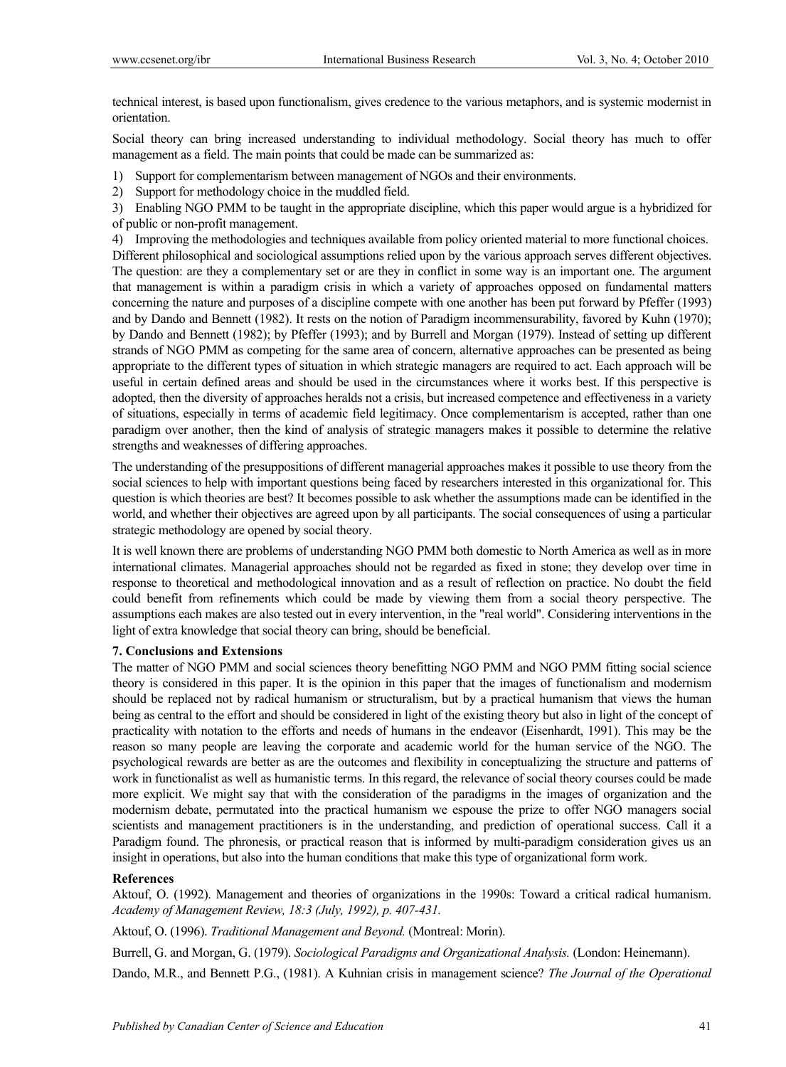technical interest, is based upon functionalism, gives credence to the various metaphors, and is systemic modernist in orientation.

Social theory can bring increased understanding to individual methodology. Social theory has much to offer management as a field. The main points that could be made can be summarized as:

1) Support for complementarism between management of NGOs and their environments.
2) Support for methodology choice in the muddled field.
3) Enabling NGO PMM to be taught in the appropriate discipline, which this paper would argue is a hybridized for of public or non-profit management.
4) Improving the methodologies and techniques available from policy oriented material to more functional choices.

Different philosophical and sociological assumptions relied upon by the various approach serves different objectives. The question: are they a complementary set or are they in conflict in some way is an important one. The argument that management is within a paradigm crisis in which a variety of approaches opposed on fundamental matters concerning the nature and purposes of a discipline compete with one another has been put forward by Pfeffer (1993) and by Dando and Bennett (1982). It rests on the notion of Paradigm incommensurability, favored by Kuhn (1970); by Dando and Bennett (1982); by Pfeffer (1993); and by Burrell and Morgan (1979). Instead of setting up different strands of NGO PMM as competing for the same area of concern, alternative approaches can be presented as being appropriate to the different types of situation in which strategic managers are required to act. Each approach will be useful in certain defined areas and should be used in the circumstances where it works best. If this perspective is adopted, then the diversity of approaches heralds not a crisis, but increased competence and effectiveness in a variety of situations, especially in terms of academic field legitimacy. Once complementarism is accepted, rather than one paradigm over another, then the kind of analysis of strategic managers makes it possible to determine the relative strengths and weaknesses of differing approaches.

The understanding of the presuppositions of different managerial approaches makes it possible to use theory from the social sciences to help with important questions being faced by researchers interested in this organizational for. This question is which theories are best? It becomes possible to ask whether the assumptions made can be identified in the world, and whether their objectives are agreed upon by all participants. The social consequences of using a particular strategic methodology are opened by social theory.

It is well known there are problems of understanding NGO PMM both domestic to North America as well as in more international climates. Managerial approaches should not be regarded as fixed in stone; they develop over time in response to theoretical and methodological innovation and as a result of reflection on practice. No doubt the field could benefit from refinements which could be made by viewing them from a social theory perspective. The assumptions each makes are also tested out in every intervention, in the "real world". Considering interventions in the light of extra knowledge that social theory can bring, should be beneficial.

## 7. Conclusions and Extensions

The matter of NGO PMM and social sciences theory benefitting NGO PMM and NGO PMM fitting social science theory is considered in this paper. It is the opinion in this paper that the images of functionalism and modernism should be replaced not by radical humanism or structuralism, but by a practical humanism that views the human being as central to the effort and should be considered in light of the existing theory but also in light of the concept of practicality with notation to the efforts and needs of humans in the endeavor (Eisenhardt, 1991). This may be the reason so many people are leaving the corporate and academic world for the human service of the NGO. The psychological rewards are better as are the outcomes and flexibility in conceptualizing the structure and patterns of work in functionalist as well as humanistic terms. In this regard, the relevance of social theory courses could be made more explicit. We might say that with the consideration of the paradigms in the images of organization and the modernism debate, permutated into the practical humanism we espouse the prize to offer NGO managers social scientists and management practitioners is in the understanding, and prediction of operational success. Call it a Paradigm found. The phronesis, or practical reason that is informed by multi-paradigm consideration gives us an insight in operations, but also into the human conditions that make this type of organizational form work.

## References

Aktouf, O. (1992). Management and theories of organizations in the 1990s: Toward a critical radical humanism. *Academy of Management Review, 18:3 (July, 1992), p. 407-431.*

Aktouf, O. (1996). *Traditional Management and Beyond.* (Montreal: Morin).

Burrell, G. and Morgan, G. (1979). *Sociological Paradigms and Organizational Analysis.* (London: Heinemann).

Dando, M.R., and Bennett P.G., (1981). A Kuhnian crisis in management science? *The Journal of the Operational*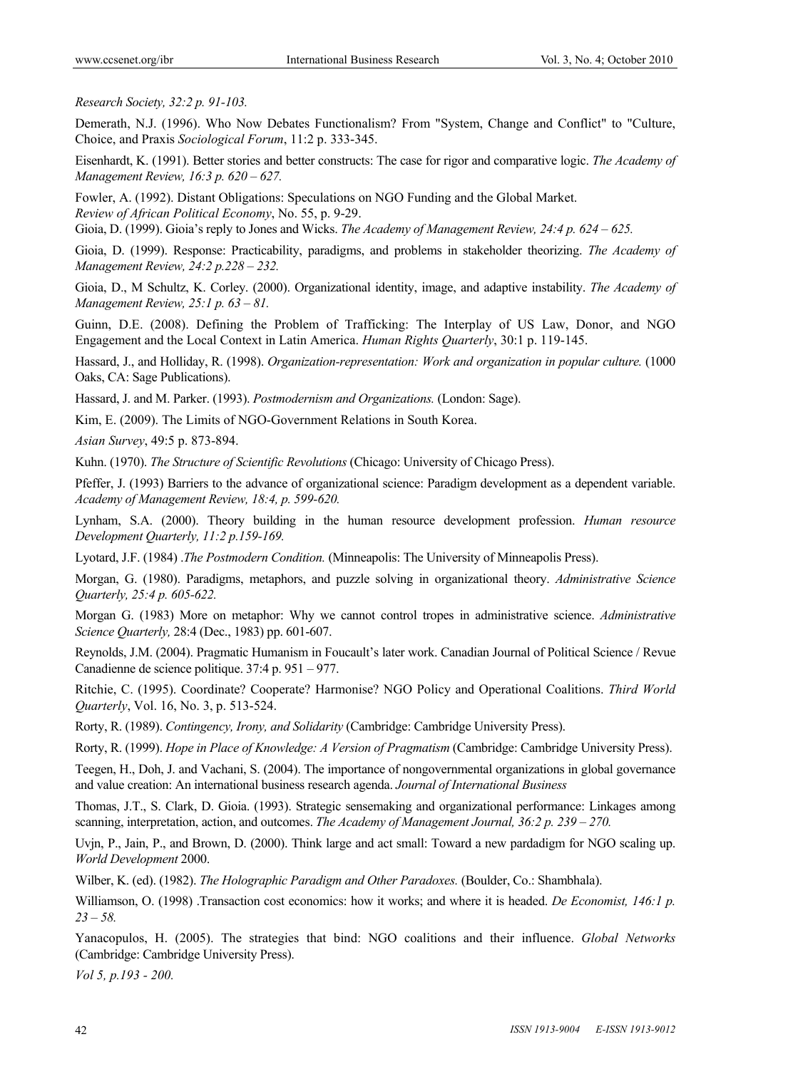*Research Society, 32:2 p. 91-103.*

Demerath, N.J. (1996). Who Now Debates Functionalism? From "System, Change and Conflict" to "Culture, Choice, and Praxis *Sociological Forum*, 11:2 p. 333-345.

Eisenhardt, K. (1991). Better stories and better constructs: The case for rigor and comparative logic. *The Academy of Management Review, 16:3 p. 620 – 627.*

Fowler, A. (1992). Distant Obligations: Speculations on NGO Funding and the Global Market. *Review of African Political Economy*, No. 55, p. 9-29.

Gioia, D. (1999). Gioia's reply to Jones and Wicks. *The Academy of Management Review, 24:4 p. 624 – 625.*

Gioia, D. (1999). Response: Practicability, paradigms, and problems in stakeholder theorizing. *The Academy of Management Review, 24:2 p.228 – 232.*

Gioia, D., M Schultz, K. Corley. (2000). Organizational identity, image, and adaptive instability. *The Academy of Management Review, 25:1 p. 63 – 81.*

Guinn, D.E. (2008). Defining the Problem of Trafficking: The Interplay of US Law, Donor, and NGO Engagement and the Local Context in Latin America. *Human Rights Quarterly*, 30:1 p. 119-145.

Hassard, J., and Holliday, R. (1998). *Organization-representation: Work and organization in popular culture.* (1000 Oaks, CA: Sage Publications).

Hassard, J. and M. Parker. (1993). *Postmodernism and Organizations.* (London: Sage).

Kim, E. (2009). The Limits of NGO-Government Relations in South Korea.

*Asian Survey*, 49:5 p. 873-894.

Kuhn. (1970). *The Structure of Scientific Revolutions* (Chicago: University of Chicago Press).

Pfeffer, J. (1993) Barriers to the advance of organizational science: Paradigm development as a dependent variable. *Academy of Management Review, 18:4, p. 599-620.*

Lynham, S.A. (2000). Theory building in the human resource development profession. *Human resource Development Quarterly, 11:2 p.159-169.*

Lyotard, J.F. (1984) .*The Postmodern Condition.* (Minneapolis: The University of Minneapolis Press).

Morgan, G. (1980). Paradigms, metaphors, and puzzle solving in organizational theory. *Administrative Science Quarterly, 25:4 p. 605-622.*

Morgan G. (1983) More on metaphor: Why we cannot control tropes in administrative science. *Administrative Science Quarterly,* 28:4 (Dec., 1983) pp. 601-607.

Reynolds, J.M. (2004). Pragmatic Humanism in Foucault's later work. Canadian Journal of Political Science / Revue Canadienne de science politique. 37:4 p. 951 – 977.

Ritchie, C. (1995). Coordinate? Cooperate? Harmonise? NGO Policy and Operational Coalitions. *Third World Quarterly*, Vol. 16, No. 3, p. 513-524.

Rorty, R. (1989). *Contingency, Irony, and Solidarity* (Cambridge: Cambridge University Press).

Rorty, R. (1999). *Hope in Place of Knowledge: A Version of Pragmatism* (Cambridge: Cambridge University Press).

Teegen, H., Doh, J. and Vachani, S. (2004). The importance of nongovernmental organizations in global governance and value creation: An international business research agenda. *Journal of International Business*

Thomas, J.T., S. Clark, D. Gioia. (1993). Strategic sensemaking and organizational performance: Linkages among scanning, interpretation, action, and outcomes. *The Academy of Management Journal, 36:2 p. 239 – 270.*

Uvjn, P., Jain, P., and Brown, D. (2000). Think large and act small: Toward a new pardadigm for NGO scaling up. *World Development* 2000.

Wilber, K. (ed). (1982). *The Holographic Paradigm and Other Paradoxes.* (Boulder, Co.: Shambhala).

Williamson, O. (1998) .Transaction cost economics: how it works; and where it is headed. *De Economist, 146:1 p. 23 – 58.*

Yanacopulos, H. (2005). The strategies that bind: NGO coalitions and their influence. *Global Networks* (Cambridge: Cambridge University Press).

*Vol 5, p.193 - 200.*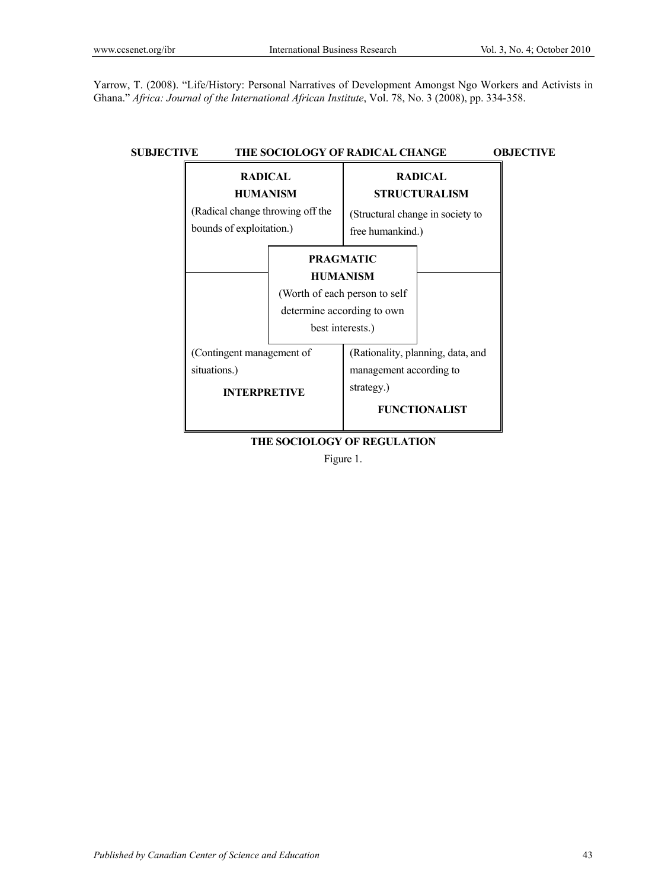Yarrow, T. (2008). "Life/History: Personal Narratives of Development Amongst Ngo Workers and Activists in Ghana." *Africa: Journal of the International African Institute*, Vol. 78, No. 3 (2008), pp. 334-358.

**SUBJECTIVE** **THE SOCIOLOGY OF RADICAL CHANGE** **OBJECTIVE**

**RADICAL HUMANISM**
(Radical change throwing off the bounds of exploitation.)

**RADICAL STRUCTURALISM**
(Structural change in society to free humankind.)

**PRAGMATIC HUMANISM**
(Worth of each person to self determine according to own best interests.)

(Contingent management of situations.)
**INTERPRETIVE**

(Rationality, planning, data, and management according to strategy.)
**FUNCTIONALIST**

**THE SOCIOLOGY OF REGULATION**

Figure 1.